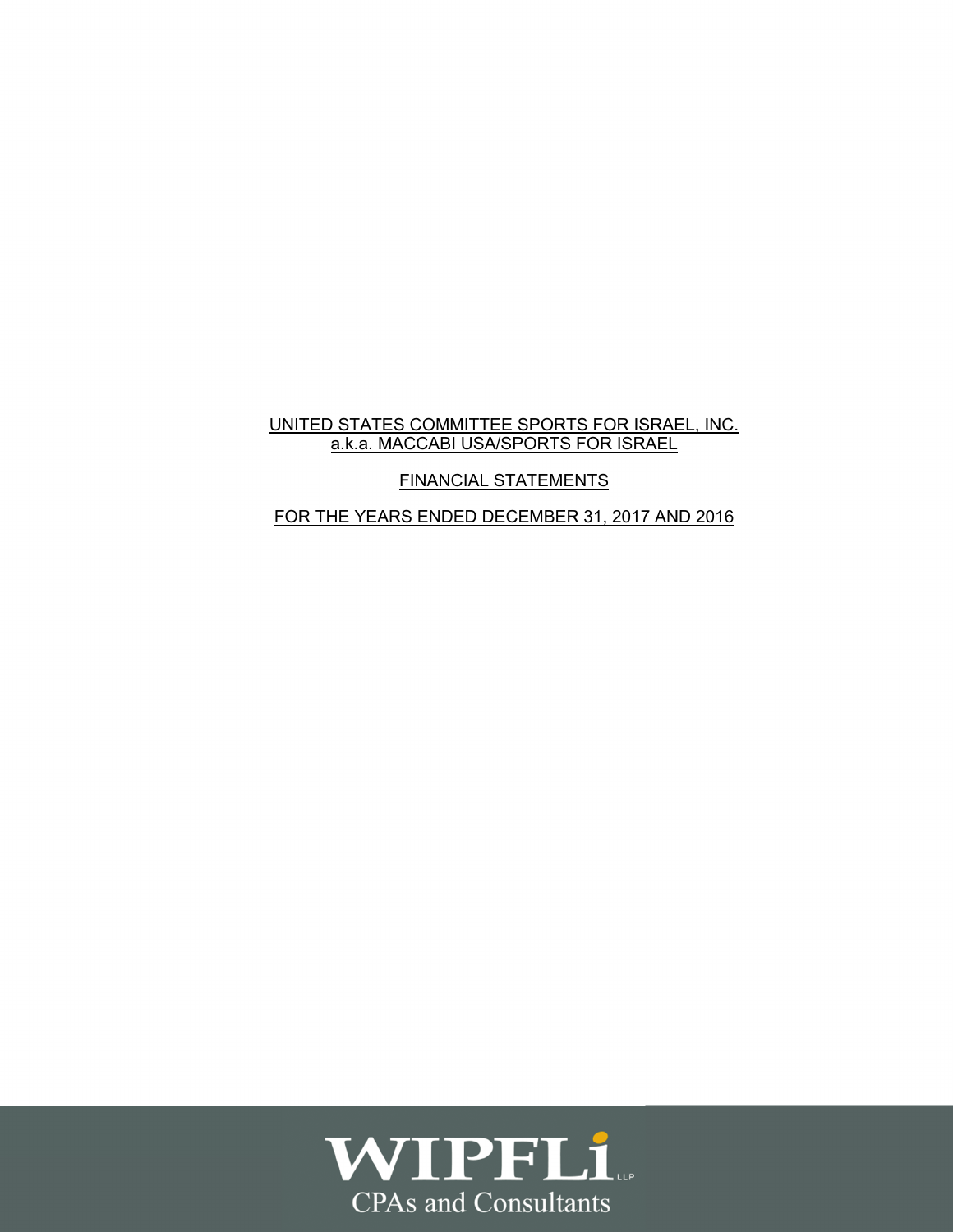UNITED STATES COMMITTEE SPORTS FOR ISRAEL, INC.
a.k.a. MACCABI USA/SPORTS FOR ISRAEL

FINANCIAL STATEMENTS

FOR THE YEARS ENDED DECEMBER 31, 2017 AND 2016

WIPFLi LLP
CPAs and Consultants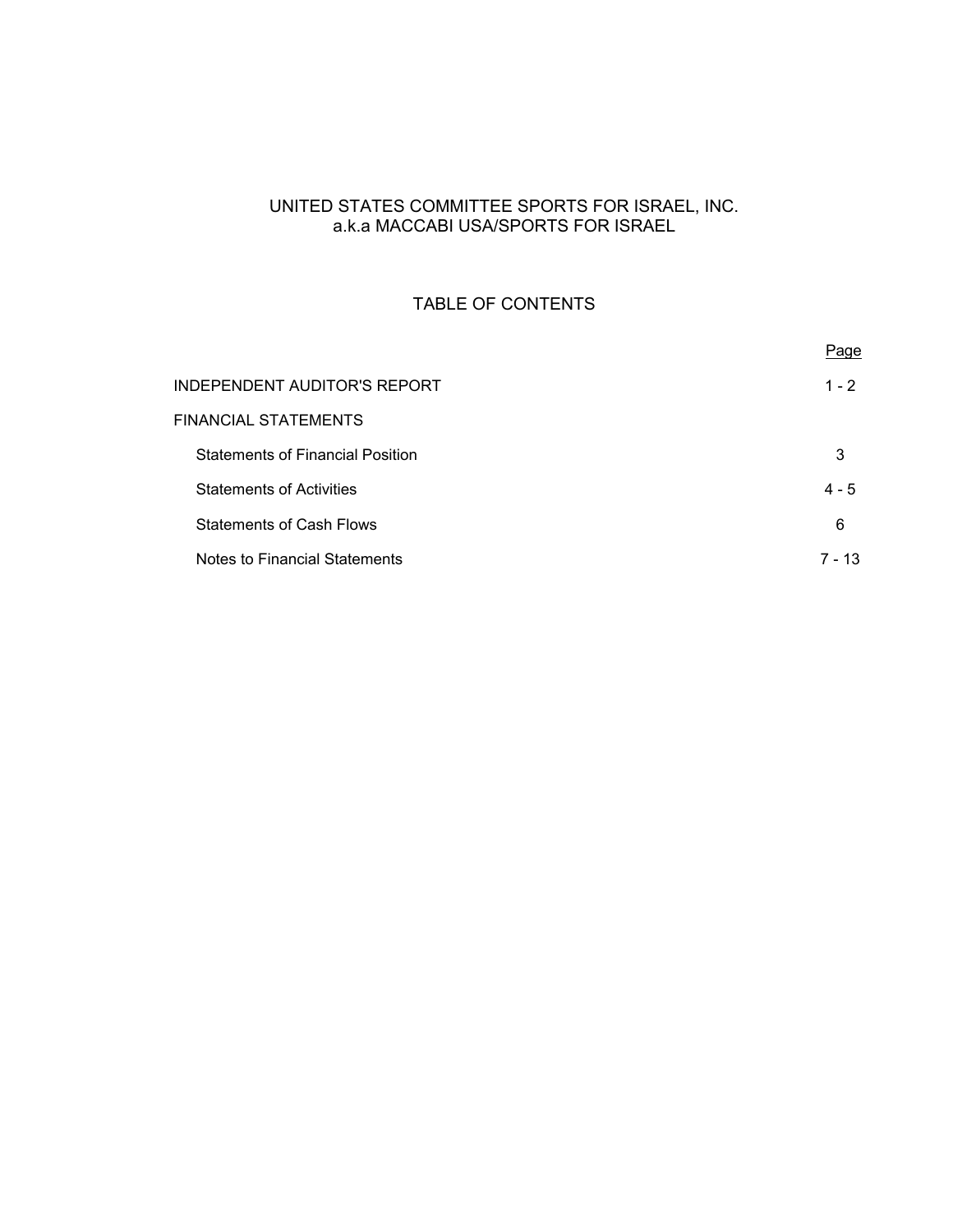# UNITED STATES COMMITTEE SPORTS FOR ISRAEL, INC.
## a.k.a MACCABI USA/SPORTS FOR ISRAEL

## TABLE OF CONTENTS

| | Page |
|---|---|
| INDEPENDENT AUDITOR'S REPORT | 1 - 2 |
| FINANCIAL STATEMENTS | |
| Statements of Financial Position | 3 |
| Statements of Activities | 4 - 5 |
| Statements of Cash Flows | 6 |
| Notes to Financial Statements | 7 - 13 |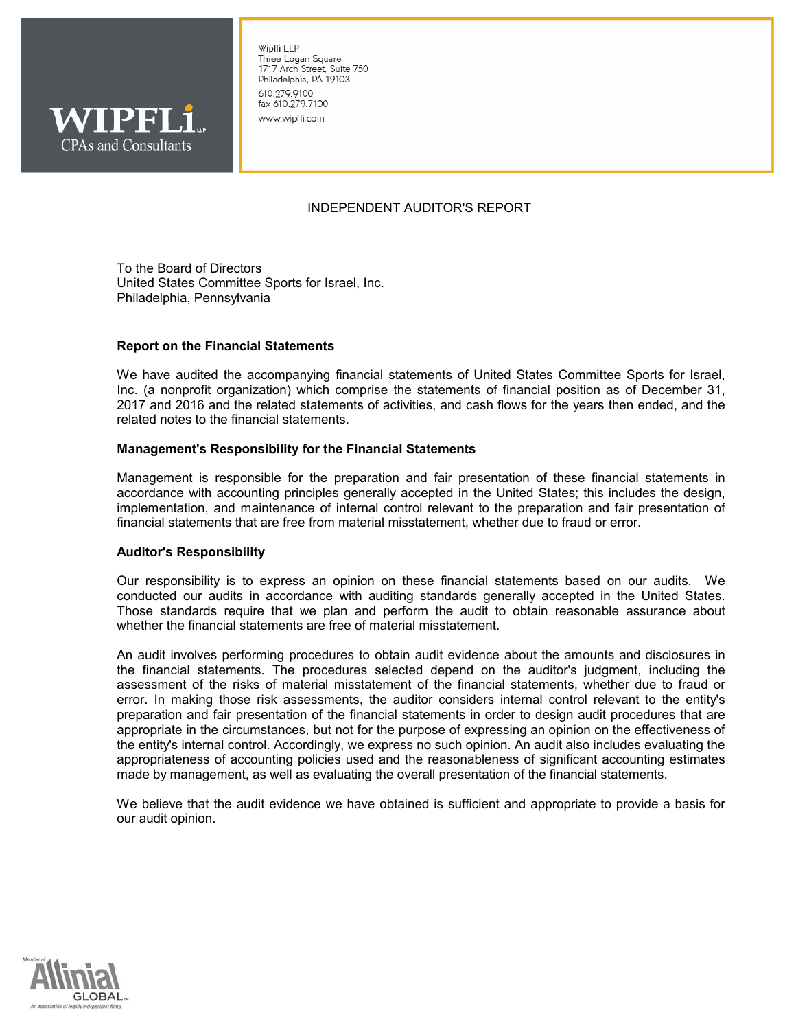Wipfli LLP
Three Logan Square
1717 Arch Street, Suite 750
Philadelphia, PA 19103
610.279.9100
fax 610.279.7100
www.wipfli.com

# INDEPENDENT AUDITOR'S REPORT

To the Board of Directors
United States Committee Sports for Israel, Inc.
Philadelphia, Pennsylvania

**Report on the Financial Statements**

We have audited the accompanying financial statements of United States Committee Sports for Israel, Inc. (a nonprofit organization) which comprise the statements of financial position as of December 31, 2017 and 2016 and the related statements of activities, and cash flows for the years then ended, and the related notes to the financial statements.

**Management's Responsibility for the Financial Statements**

Management is responsible for the preparation and fair presentation of these financial statements in accordance with accounting principles generally accepted in the United States; this includes the design, implementation, and maintenance of internal control relevant to the preparation and fair presentation of financial statements that are free from material misstatement, whether due to fraud or error.

**Auditor's Responsibility**

Our responsibility is to express an opinion on these financial statements based on our audits. We conducted our audits in accordance with auditing standards generally accepted in the United States. Those standards require that we plan and perform the audit to obtain reasonable assurance about whether the financial statements are free of material misstatement.

An audit involves performing procedures to obtain audit evidence about the amounts and disclosures in the financial statements. The procedures selected depend on the auditor's judgment, including the assessment of the risks of material misstatement of the financial statements, whether due to fraud or error. In making those risk assessments, the auditor considers internal control relevant to the entity's preparation and fair presentation of the financial statements in order to design audit procedures that are appropriate in the circumstances, but not for the purpose of expressing an opinion on the effectiveness of the entity's internal control. Accordingly, we express no such opinion. An audit also includes evaluating the appropriateness of accounting policies used and the reasonableness of significant accounting estimates made by management, as well as evaluating the overall presentation of the financial statements.

We believe that the audit evidence we have obtained is sufficient and appropriate to provide a basis for our audit opinion.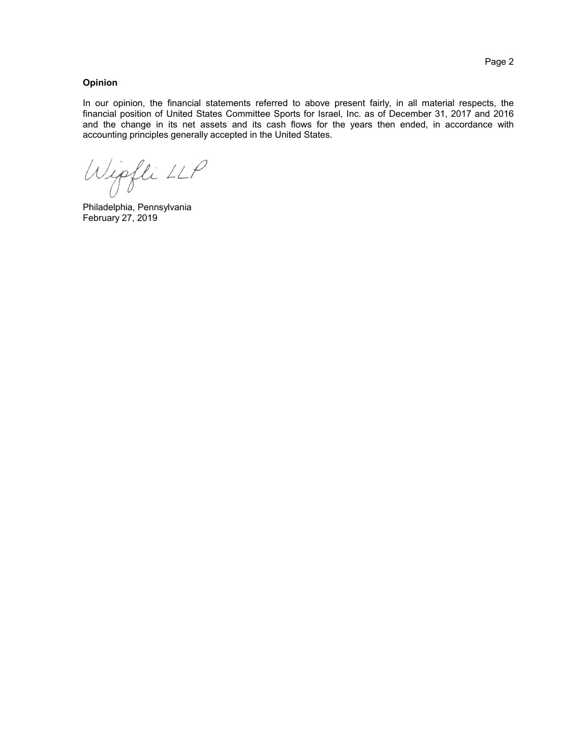### Opinion

In our opinion, the financial statements referred to above present fairly, in all material respects, the financial position of United States Committee Sports for Israel, Inc. as of December 31, 2017 and 2016 and the change in its net assets and its cash flows for the years then ended, in accordance with accounting principles generally accepted in the United States.

Wipfli LLP

Philadelphia, Pennsylvania
February 27, 2019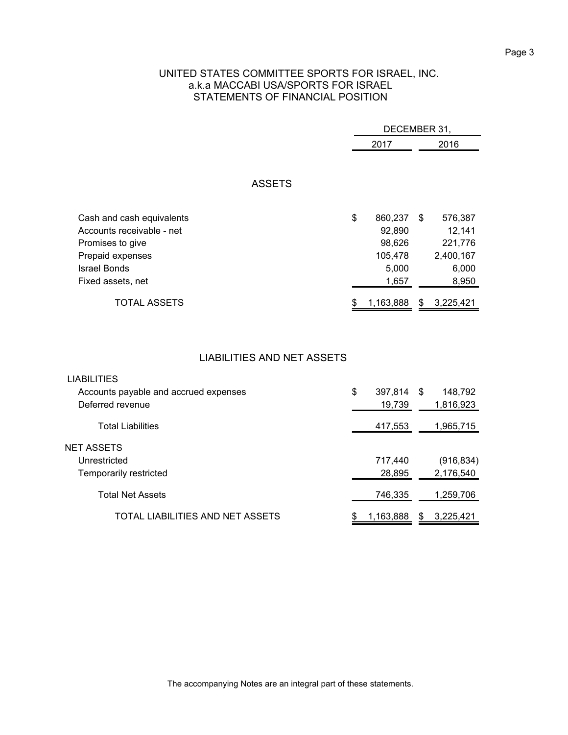# UNITED STATES COMMITTEE SPORTS FOR ISRAEL, INC.
## a.k.a MACCABI USA/SPORTS FOR ISRAEL
## STATEMENTS OF FINANCIAL POSITION

| | DECEMBER 31, 2017 | DECEMBER 31, 2016 |
|---|---|---|
| **ASSETS** | | |
| Cash and cash equivalents | $ 860,237 | $ 576,387 |
| Accounts receivable - net | 92,890 | 12,141 |
| Promises to give | 98,626 | 221,776 |
| Prepaid expenses | 105,478 | 2,400,167 |
| Israel Bonds | 5,000 | 6,000 |
| Fixed assets, net | 1,657 | 8,950 |
| TOTAL ASSETS | $ 1,163,888 | $ 3,225,421 |
| **LIABILITIES AND NET ASSETS** | | |
| LIABILITIES | | |
| Accounts payable and accrued expenses | $ 397,814 | $ 148,792 |
| Deferred revenue | 19,739 | 1,816,923 |
| Total Liabilities | 417,553 | 1,965,715 |
| NET ASSETS | | |
| Unrestricted | 717,440 | (916,834) |
| Temporarily restricted | 28,895 | 2,176,540 |
| Total Net Assets | 746,335 | 1,259,706 |
| TOTAL LIABILITIES AND NET ASSETS | $ 1,163,888 | $ 3,225,421 |

The accompanying Notes are an integral part of these statements.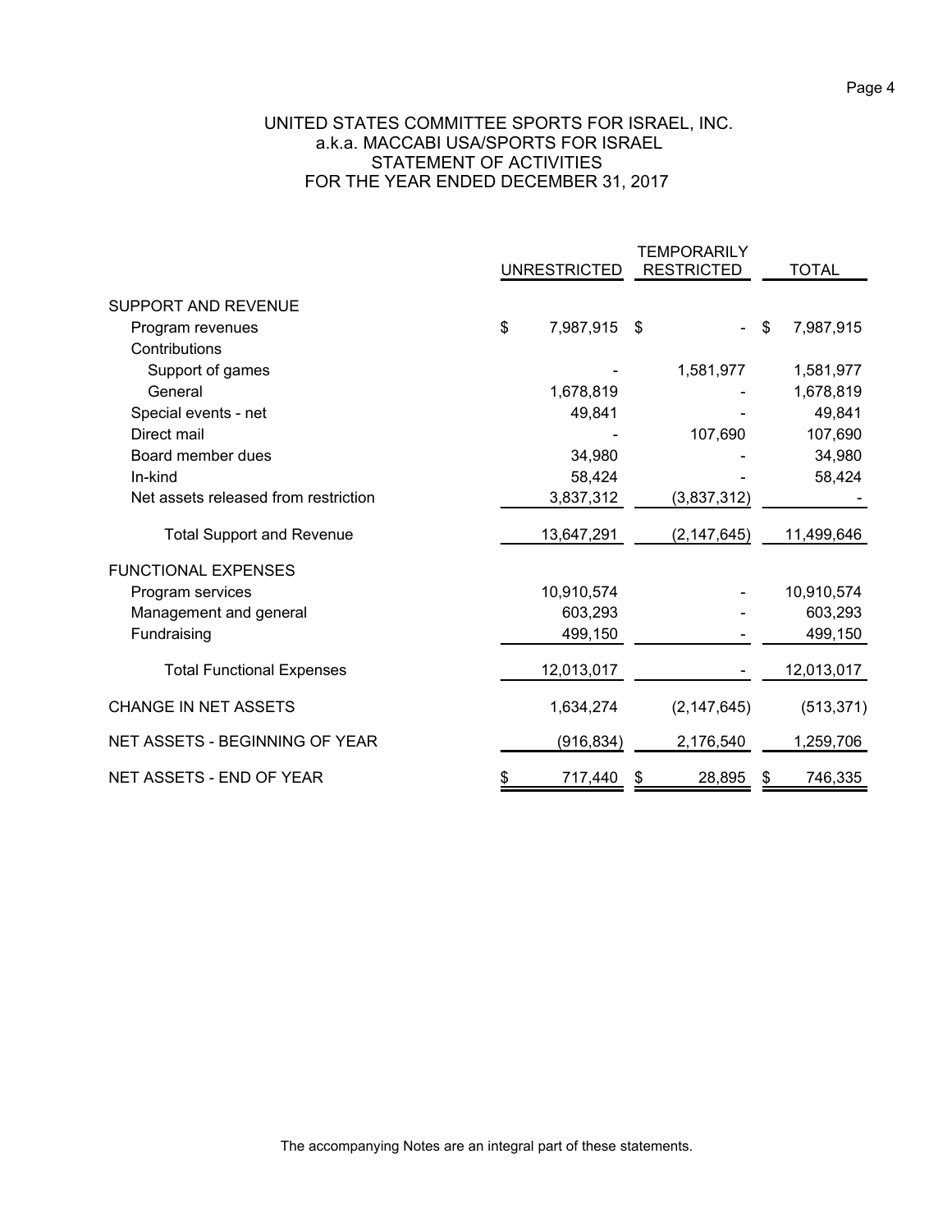# UNITED STATES COMMITTEE SPORTS FOR ISRAEL, INC.
## a.k.a. MACCABI USA/SPORTS FOR ISRAEL
## STATEMENT OF ACTIVITIES
## FOR THE YEAR ENDED DECEMBER 31, 2017

| | UNRESTRICTED | TEMPORARILY RESTRICTED | TOTAL |
|---|---|---|---|
| SUPPORT AND REVENUE | | | |
| Program revenues | $ 7,987,915 | $ - | $ 7,987,915 |
| Contributions | | | |
| Support of games | - | 1,581,977 | 1,581,977 |
| General | 1,678,819 | - | 1,678,819 |
| Special events - net | 49,841 | - | 49,841 |
| Direct mail | - | 107,690 | 107,690 |
| Board member dues | 34,980 | - | 34,980 |
| In-kind | 58,424 | - | 58,424 |
| Net assets released from restriction | 3,837,312 | (3,837,312) | - |
| Total Support and Revenue | 13,647,291 | (2,147,645) | 11,499,646 |
| FUNCTIONAL EXPENSES | | | |
| Program services | 10,910,574 | - | 10,910,574 |
| Management and general | 603,293 | - | 603,293 |
| Fundraising | 499,150 | - | 499,150 |
| Total Functional Expenses | 12,013,017 | - | 12,013,017 |
| CHANGE IN NET ASSETS | 1,634,274 | (2,147,645) | (513,371) |
| NET ASSETS - BEGINNING OF YEAR | (916,834) | 2,176,540 | 1,259,706 |
| NET ASSETS - END OF YEAR | $ 717,440 | $ 28,895 | $ 746,335 |

The accompanying Notes are an integral part of these statements.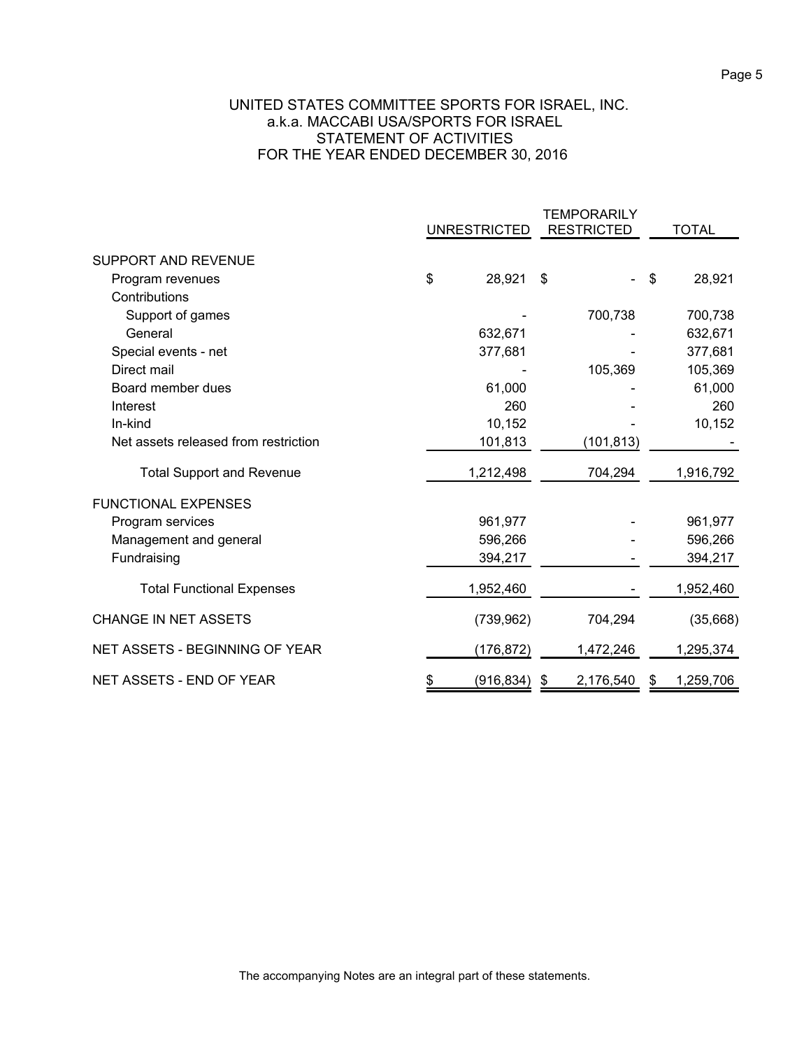# UNITED STATES COMMITTEE SPORTS FOR ISRAEL, INC.
## a.k.a. MACCABI USA/SPORTS FOR ISRAEL
## STATEMENT OF ACTIVITIES
## FOR THE YEAR ENDED DECEMBER 30, 2016

| | UNRESTRICTED | TEMPORARILY RESTRICTED | TOTAL |
|---|---|---|---|
| SUPPORT AND REVENUE | | | |
| Program revenues | $ 28,921 | $ - | $ 28,921 |
| Contributions | | | |
| Support of games | - | 700,738 | 700,738 |
| General | 632,671 | - | 632,671 |
| Special events - net | 377,681 | - | 377,681 |
| Direct mail | - | 105,369 | 105,369 |
| Board member dues | 61,000 | - | 61,000 |
| Interest | 260 | - | 260 |
| In-kind | 10,152 | - | 10,152 |
| Net assets released from restriction | 101,813 | (101,813) | - |
| Total Support and Revenue | 1,212,498 | 704,294 | 1,916,792 |
| FUNCTIONAL EXPENSES | | | |
| Program services | 961,977 | - | 961,977 |
| Management and general | 596,266 | - | 596,266 |
| Fundraising | 394,217 | - | 394,217 |
| Total Functional Expenses | 1,952,460 | - | 1,952,460 |
| CHANGE IN NET ASSETS | (739,962) | 704,294 | (35,668) |
| NET ASSETS - BEGINNING OF YEAR | (176,872) | 1,472,246 | 1,295,374 |
| NET ASSETS - END OF YEAR | $ (916,834) | $ 2,176,540 | $ 1,259,706 |

The accompanying Notes are an integral part of these statements.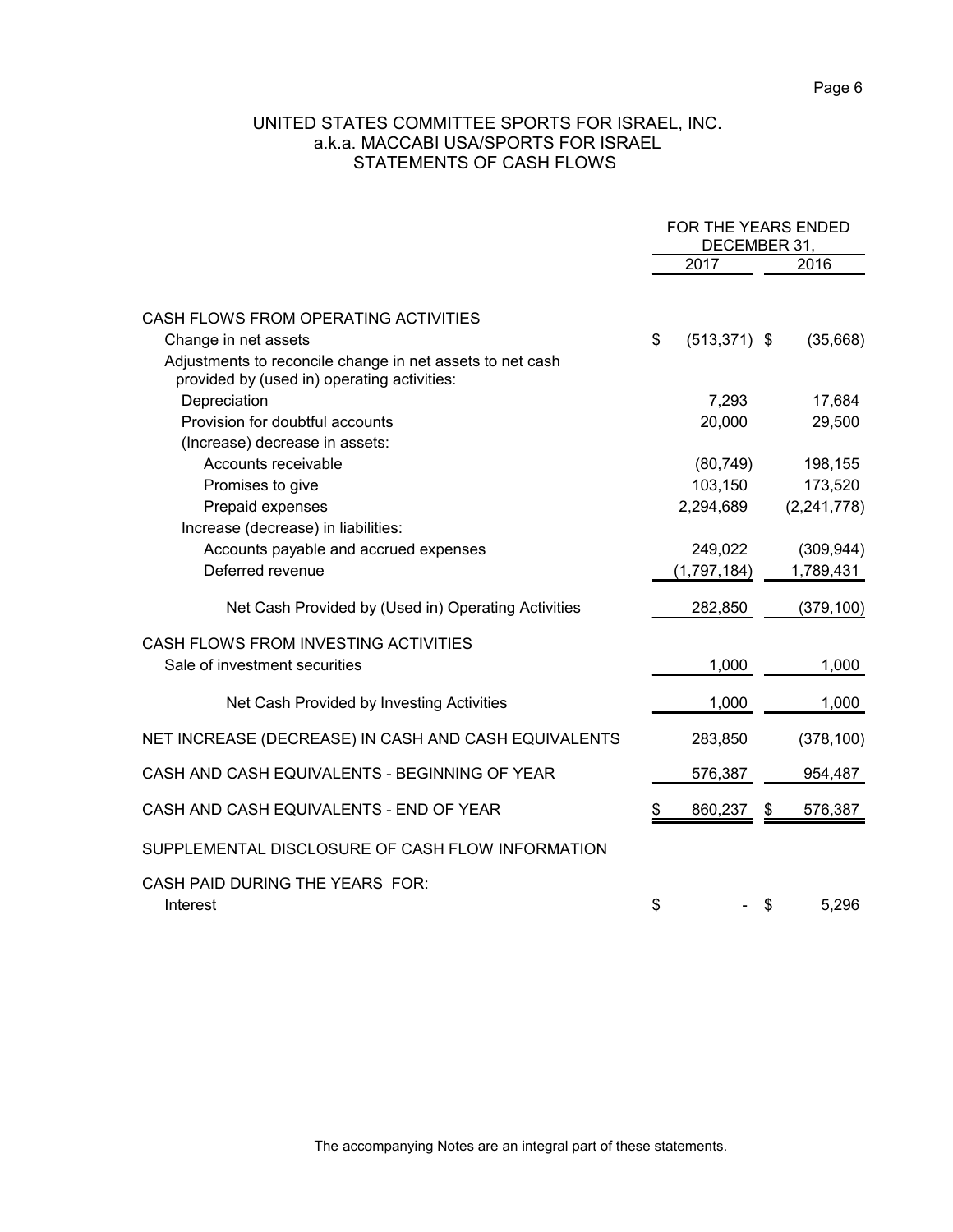# UNITED STATES COMMITTEE SPORTS FOR ISRAEL, INC.
## a.k.a. MACCABI USA/SPORTS FOR ISRAEL
## STATEMENTS OF CASH FLOWS

| | FOR THE YEARS ENDED DECEMBER 31, 2017 | 2016 |
|---|---|---|
| **CASH FLOWS FROM OPERATING ACTIVITIES** | | |
| Change in net assets | $ (513,371) | $ (35,668) |
| Adjustments to reconcile change in net assets to net cash provided by (used in) operating activities: | | |
| Depreciation | 7,293 | 17,684 |
| Provision for doubtful accounts | 20,000 | 29,500 |
| (Increase) decrease in assets: | | |
| Accounts receivable | (80,749) | 198,155 |
| Promises to give | 103,150 | 173,520 |
| Prepaid expenses | 2,294,689 | (2,241,778) |
| Increase (decrease) in liabilities: | | |
| Accounts payable and accrued expenses | 249,022 | (309,944) |
| Deferred revenue | (1,797,184) | 1,789,431 |
| Net Cash Provided by (Used in) Operating Activities | 282,850 | (379,100) |
| **CASH FLOWS FROM INVESTING ACTIVITIES** | | |
| Sale of investment securities | 1,000 | 1,000 |
| Net Cash Provided by Investing Activities | 1,000 | 1,000 |
| NET INCREASE (DECREASE) IN CASH AND CASH EQUIVALENTS | 283,850 | (378,100) |
| CASH AND CASH EQUIVALENTS - BEGINNING OF YEAR | 576,387 | 954,487 |
| CASH AND CASH EQUIVALENTS - END OF YEAR | $ 860,237 | $ 576,387 |
| **SUPPLEMENTAL DISCLOSURE OF CASH FLOW INFORMATION** | | |
| CASH PAID DURING THE YEARS FOR: | | |
| Interest | $ - | $ 5,296 |

The accompanying Notes are an integral part of these statements.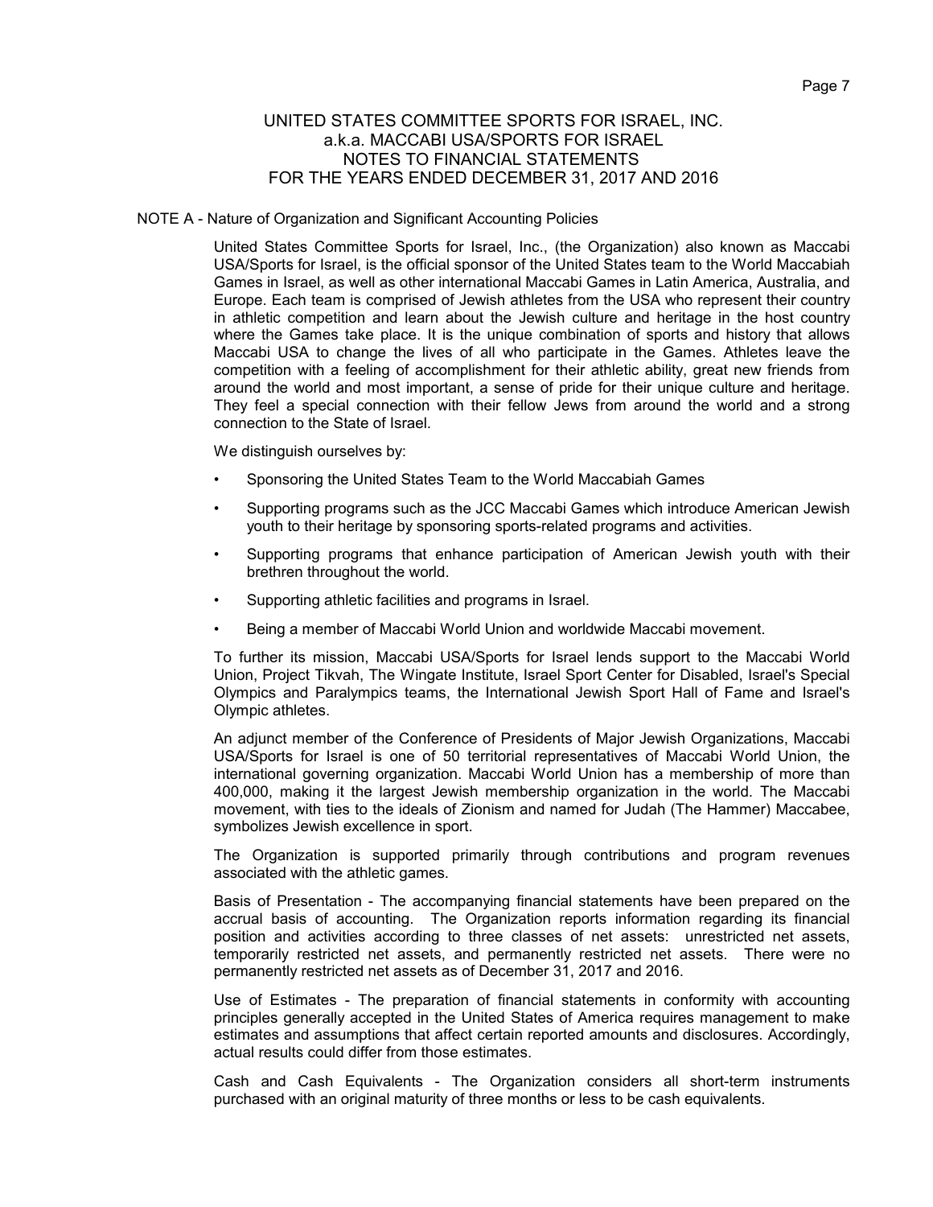# UNITED STATES COMMITTEE SPORTS FOR ISRAEL, INC.
## a.k.a. MACCABI USA/SPORTS FOR ISRAEL
## NOTES TO FINANCIAL STATEMENTS
## FOR THE YEARS ENDED DECEMBER 31, 2017 AND 2016

NOTE A - Nature of Organization and Significant Accounting Policies

United States Committee Sports for Israel, Inc., (the Organization) also known as Maccabi USA/Sports for Israel, is the official sponsor of the United States team to the World Maccabiah Games in Israel, as well as other international Maccabi Games in Latin America, Australia, and Europe. Each team is comprised of Jewish athletes from the USA who represent their country in athletic competition and learn about the Jewish culture and heritage in the host country where the Games take place. It is the unique combination of sports and history that allows Maccabi USA to change the lives of all who participate in the Games. Athletes leave the competition with a feeling of accomplishment for their athletic ability, great new friends from around the world and most important, a sense of pride for their unique culture and heritage. They feel a special connection with their fellow Jews from around the world and a strong connection to the State of Israel.

We distinguish ourselves by:

- Sponsoring the United States Team to the World Maccabiah Games
- Supporting programs such as the JCC Maccabi Games which introduce American Jewish youth to their heritage by sponsoring sports-related programs and activities.
- Supporting programs that enhance participation of American Jewish youth with their brethren throughout the world.
- Supporting athletic facilities and programs in Israel.
- Being a member of Maccabi World Union and worldwide Maccabi movement.

To further its mission, Maccabi USA/Sports for Israel lends support to the Maccabi World Union, Project Tikvah, The Wingate Institute, Israel Sport Center for Disabled, Israel's Special Olympics and Paralympics teams, the International Jewish Sport Hall of Fame and Israel's Olympic athletes.

An adjunct member of the Conference of Presidents of Major Jewish Organizations, Maccabi USA/Sports for Israel is one of 50 territorial representatives of Maccabi World Union, the international governing organization. Maccabi World Union has a membership of more than 400,000, making it the largest Jewish membership organization in the world. The Maccabi movement, with ties to the ideals of Zionism and named for Judah (The Hammer) Maccabee, symbolizes Jewish excellence in sport.

The Organization is supported primarily through contributions and program revenues associated with the athletic games.

Basis of Presentation - The accompanying financial statements have been prepared on the accrual basis of accounting. The Organization reports information regarding its financial position and activities according to three classes of net assets: unrestricted net assets, temporarily restricted net assets, and permanently restricted net assets. There were no permanently restricted net assets as of December 31, 2017 and 2016.

Use of Estimates - The preparation of financial statements in conformity with accounting principles generally accepted in the United States of America requires management to make estimates and assumptions that affect certain reported amounts and disclosures. Accordingly, actual results could differ from those estimates.

Cash and Cash Equivalents - The Organization considers all short-term instruments purchased with an original maturity of three months or less to be cash equivalents.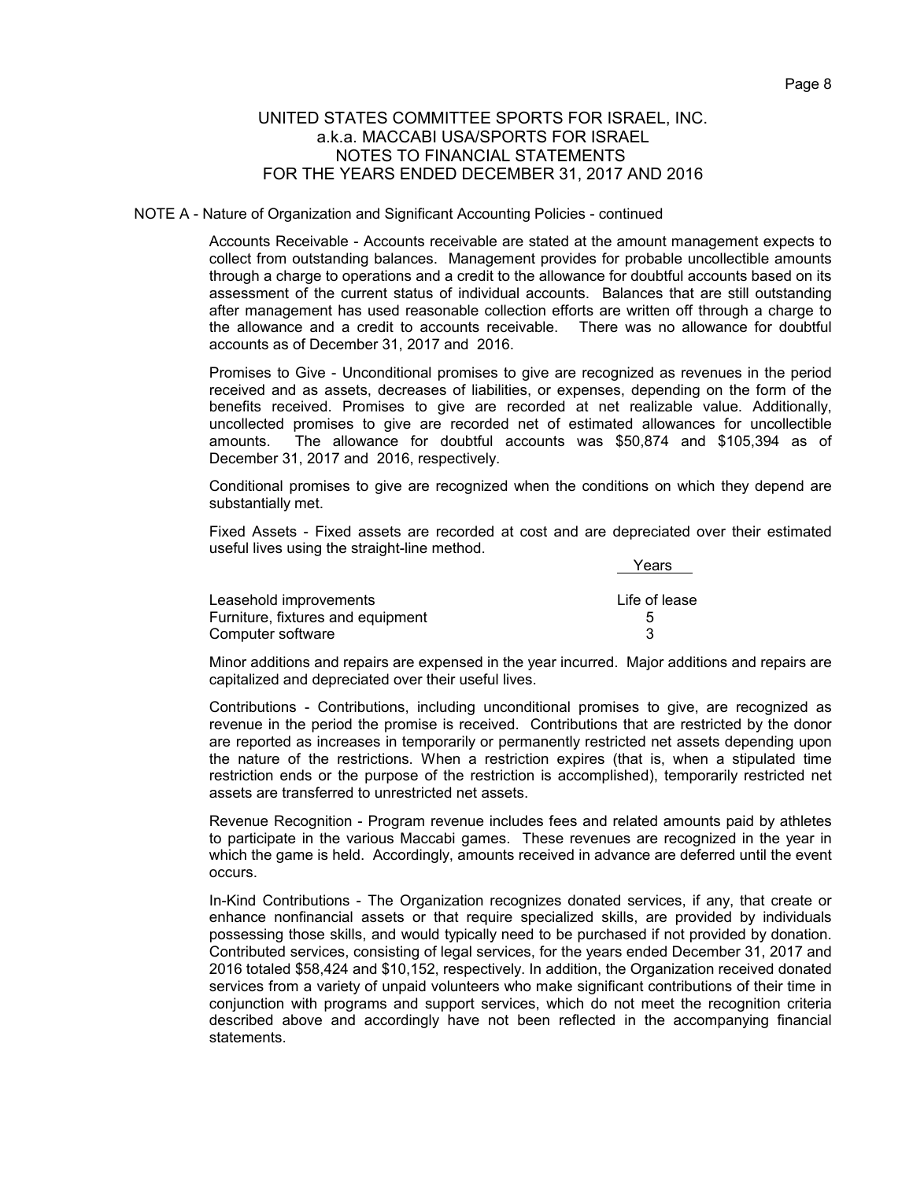UNITED STATES COMMITTEE SPORTS FOR ISRAEL, INC.
a.k.a. MACCABI USA/SPORTS FOR ISRAEL
NOTES TO FINANCIAL STATEMENTS
FOR THE YEARS ENDED DECEMBER 31, 2017 AND 2016

NOTE A - Nature of Organization and Significant Accounting Policies - continued

Accounts Receivable - Accounts receivable are stated at the amount management expects to collect from outstanding balances. Management provides for probable uncollectible amounts through a charge to operations and a credit to the allowance for doubtful accounts based on its assessment of the current status of individual accounts. Balances that are still outstanding after management has used reasonable collection efforts are written off through a charge to the allowance and a credit to accounts receivable. There was no allowance for doubtful accounts as of December 31, 2017 and 2016.

Promises to Give - Unconditional promises to give are recognized as revenues in the period received and as assets, decreases of liabilities, or expenses, depending on the form of the benefits received. Promises to give are recorded at net realizable value. Additionally, uncollected promises to give are recorded net of estimated allowances for uncollectible amounts. The allowance for doubtful accounts was $50,874 and $105,394 as of December 31, 2017 and 2016, respectively.

Conditional promises to give are recognized when the conditions on which they depend are substantially met.

Fixed Assets - Fixed assets are recorded at cost and are depreciated over their estimated useful lives using the straight-line method.

| | Years |
|---|---|
| Leasehold improvements | Life of lease |
| Furniture, fixtures and equipment | 5 |
| Computer software | 3 |

Minor additions and repairs are expensed in the year incurred. Major additions and repairs are capitalized and depreciated over their useful lives.

Contributions - Contributions, including unconditional promises to give, are recognized as revenue in the period the promise is received. Contributions that are restricted by the donor are reported as increases in temporarily or permanently restricted net assets depending upon the nature of the restrictions. When a restriction expires (that is, when a stipulated time restriction ends or the purpose of the restriction is accomplished), temporarily restricted net assets are transferred to unrestricted net assets.

Revenue Recognition - Program revenue includes fees and related amounts paid by athletes to participate in the various Maccabi games. These revenues are recognized in the year in which the game is held. Accordingly, amounts received in advance are deferred until the event occurs.

In-Kind Contributions - The Organization recognizes donated services, if any, that create or enhance nonfinancial assets or that require specialized skills, are provided by individuals possessing those skills, and would typically need to be purchased if not provided by donation. Contributed services, consisting of legal services, for the years ended December 31, 2017 and 2016 totaled $58,424 and $10,152, respectively. In addition, the Organization received donated services from a variety of unpaid volunteers who make significant contributions of their time in conjunction with programs and support services, which do not meet the recognition criteria described above and accordingly have not been reflected in the accompanying financial statements.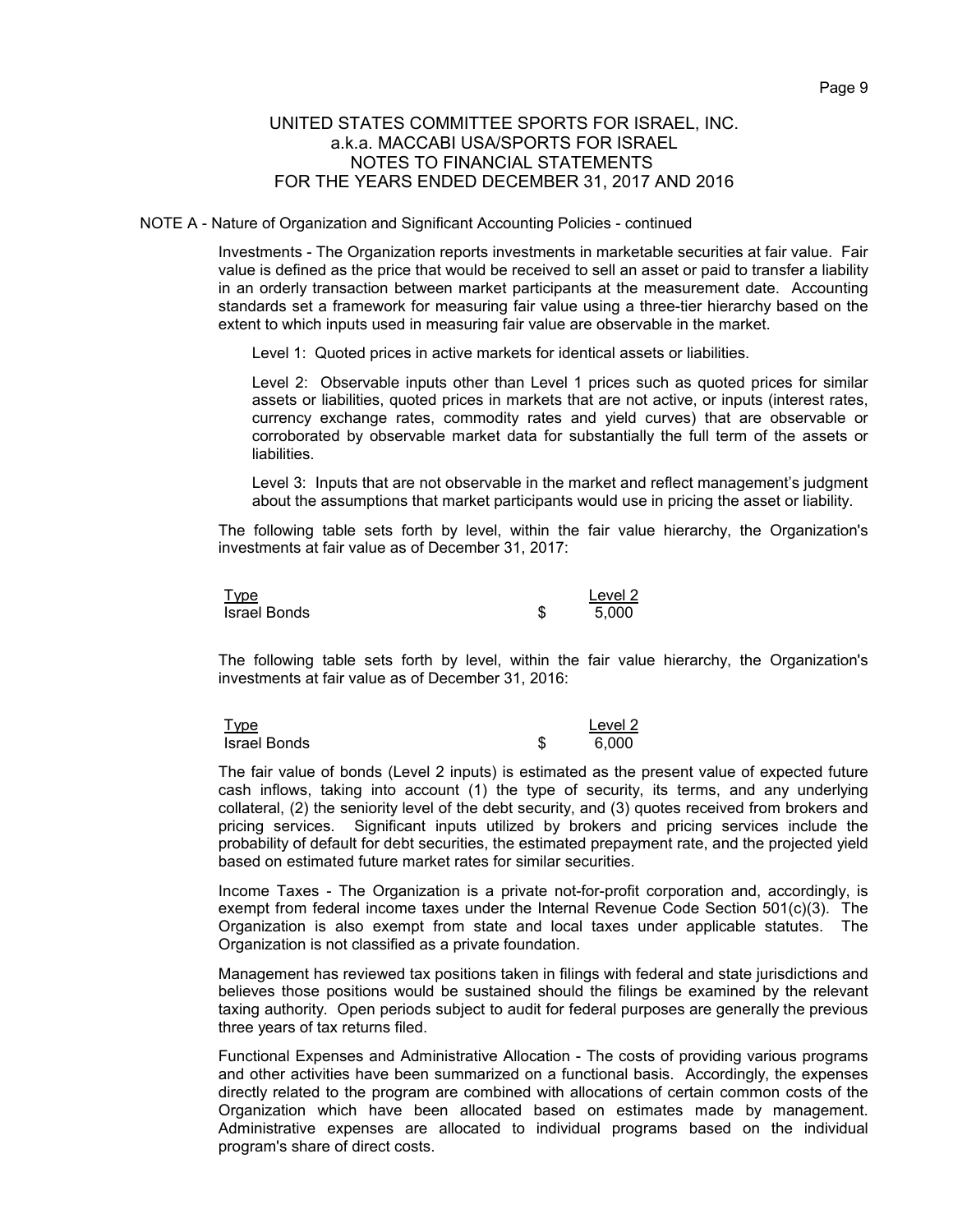UNITED STATES COMMITTEE SPORTS FOR ISRAEL, INC.
a.k.a. MACCABI USA/SPORTS FOR ISRAEL
NOTES TO FINANCIAL STATEMENTS
FOR THE YEARS ENDED DECEMBER 31, 2017 AND 2016

NOTE A - Nature of Organization and Significant Accounting Policies - continued

Investments - The Organization reports investments in marketable securities at fair value. Fair value is defined as the price that would be received to sell an asset or paid to transfer a liability in an orderly transaction between market participants at the measurement date. Accounting standards set a framework for measuring fair value using a three-tier hierarchy based on the extent to which inputs used in measuring fair value are observable in the market.

Level 1: Quoted prices in active markets for identical assets or liabilities.

Level 2: Observable inputs other than Level 1 prices such as quoted prices for similar assets or liabilities, quoted prices in markets that are not active, or inputs (interest rates, currency exchange rates, commodity rates and yield curves) that are observable or corroborated by observable market data for substantially the full term of the assets or liabilities.

Level 3: Inputs that are not observable in the market and reflect management's judgment about the assumptions that market participants would use in pricing the asset or liability.

The following table sets forth by level, within the fair value hierarchy, the Organization's investments at fair value as of December 31, 2017:

| Type | | Level 2 |
|---|---|---|
| Israel Bonds | $ | 5,000 |

The following table sets forth by level, within the fair value hierarchy, the Organization's investments at fair value as of December 31, 2016:

| Type | | Level 2 |
|---|---|---|
| Israel Bonds | $ | 6,000 |

The fair value of bonds (Level 2 inputs) is estimated as the present value of expected future cash inflows, taking into account (1) the type of security, its terms, and any underlying collateral, (2) the seniority level of the debt security, and (3) quotes received from brokers and pricing services. Significant inputs utilized by brokers and pricing services include the probability of default for debt securities, the estimated prepayment rate, and the projected yield based on estimated future market rates for similar securities.

Income Taxes - The Organization is a private not-for-profit corporation and, accordingly, is exempt from federal income taxes under the Internal Revenue Code Section 501(c)(3). The Organization is also exempt from state and local taxes under applicable statutes. The Organization is not classified as a private foundation.

Management has reviewed tax positions taken in filings with federal and state jurisdictions and believes those positions would be sustained should the filings be examined by the relevant taxing authority. Open periods subject to audit for federal purposes are generally the previous three years of tax returns filed.

Functional Expenses and Administrative Allocation - The costs of providing various programs and other activities have been summarized on a functional basis. Accordingly, the expenses directly related to the program are combined with allocations of certain common costs of the Organization which have been allocated based on estimates made by management. Administrative expenses are allocated to individual programs based on the individual program's share of direct costs.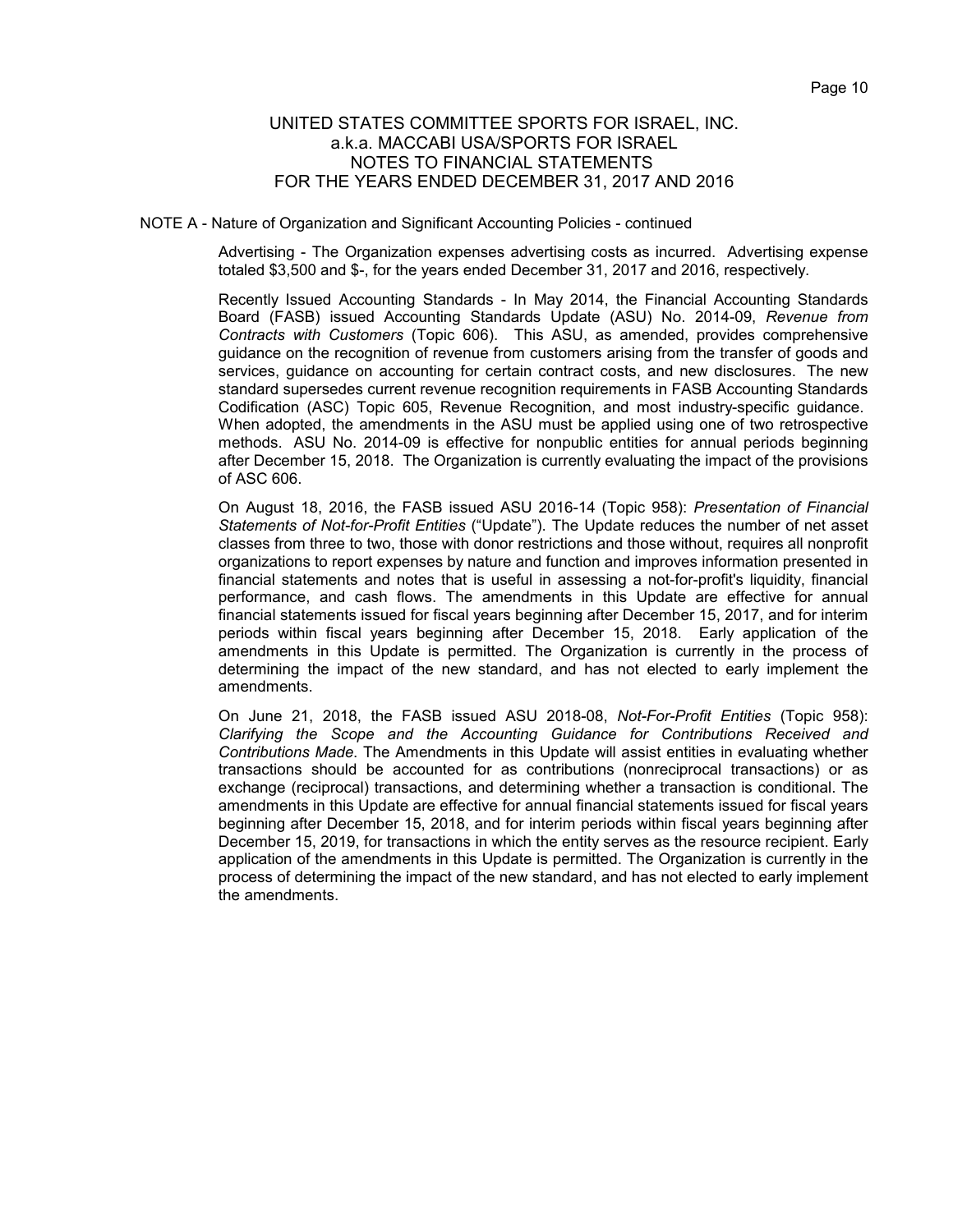UNITED STATES COMMITTEE SPORTS FOR ISRAEL, INC.
a.k.a. MACCABI USA/SPORTS FOR ISRAEL
NOTES TO FINANCIAL STATEMENTS
FOR THE YEARS ENDED DECEMBER 31, 2017 AND 2016

NOTE A - Nature of Organization and Significant Accounting Policies - continued

Advertising - The Organization expenses advertising costs as incurred. Advertising expense totaled $3,500 and $-, for the years ended December 31, 2017 and 2016, respectively.

Recently Issued Accounting Standards - In May 2014, the Financial Accounting Standards Board (FASB) issued Accounting Standards Update (ASU) No. 2014-09, *Revenue from Contracts with Customers* (Topic 606). This ASU, as amended, provides comprehensive guidance on the recognition of revenue from customers arising from the transfer of goods and services, guidance on accounting for certain contract costs, and new disclosures. The new standard supersedes current revenue recognition requirements in FASB Accounting Standards Codification (ASC) Topic 605, Revenue Recognition, and most industry-specific guidance. When adopted, the amendments in the ASU must be applied using one of two retrospective methods. ASU No. 2014-09 is effective for nonpublic entities for annual periods beginning after December 15, 2018. The Organization is currently evaluating the impact of the provisions of ASC 606.

On August 18, 2016, the FASB issued ASU 2016-14 (Topic 958): *Presentation of Financial Statements of Not-for-Profit Entities* ("Update"). The Update reduces the number of net asset classes from three to two, those with donor restrictions and those without, requires all nonprofit organizations to report expenses by nature and function and improves information presented in financial statements and notes that is useful in assessing a not-for-profit's liquidity, financial performance, and cash flows. The amendments in this Update are effective for annual financial statements issued for fiscal years beginning after December 15, 2017, and for interim periods within fiscal years beginning after December 15, 2018. Early application of the amendments in this Update is permitted. The Organization is currently in the process of determining the impact of the new standard, and has not elected to early implement the amendments.

On June 21, 2018, the FASB issued ASU 2018-08, *Not-For-Profit Entities* (Topic 958): *Clarifying the Scope and the Accounting Guidance for Contributions Received and Contributions Made*. The Amendments in this Update will assist entities in evaluating whether transactions should be accounted for as contributions (nonreciprocal transactions) or as exchange (reciprocal) transactions, and determining whether a transaction is conditional. The amendments in this Update are effective for annual financial statements issued for fiscal years beginning after December 15, 2018, and for interim periods within fiscal years beginning after December 15, 2019, for transactions in which the entity serves as the resource recipient. Early application of the amendments in this Update is permitted. The Organization is currently in the process of determining the impact of the new standard, and has not elected to early implement the amendments.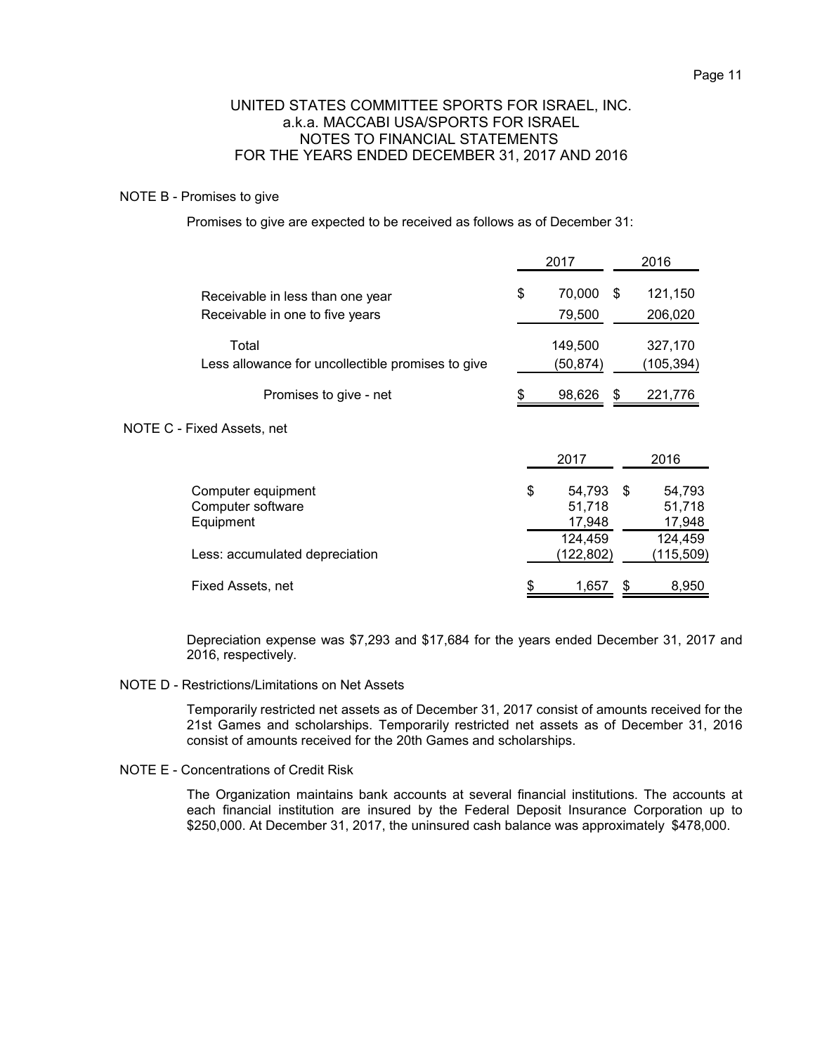# UNITED STATES COMMITTEE SPORTS FOR ISRAEL, INC.
## a.k.a. MACCABI USA/SPORTS FOR ISRAEL
## NOTES TO FINANCIAL STATEMENTS
## FOR THE YEARS ENDED DECEMBER 31, 2017 AND 2016

NOTE B - Promises to give

Promises to give are expected to be received as follows as of December 31:

| | 2017 | 2016 |
|---|---|---|
| Receivable in less than one year | $ 70,000 | $ 121,150 |
| Receivable in one to five years | 79,500 | 206,020 |
| Total | 149,500 | 327,170 |
| Less allowance for uncollectible promises to give | (50,874) | (105,394) |
| Promises to give - net | $ 98,626 | $ 221,776 |

NOTE C - Fixed Assets, net

| | 2017 | 2016 |
|---|---|---|
| Computer equipment | $ 54,793 | $ 54,793 |
| Computer software | 51,718 | 51,718 |
| Equipment | 17,948 | 17,948 |
| | 124,459 | 124,459 |
| Less: accumulated depreciation | (122,802) | (115,509) |
| Fixed Assets, net | $ 1,657 | $ 8,950 |

Depreciation expense was $7,293 and $17,684 for the years ended December 31, 2017 and 2016, respectively.

NOTE D - Restrictions/Limitations on Net Assets

Temporarily restricted net assets as of December 31, 2017 consist of amounts received for the 21st Games and scholarships. Temporarily restricted net assets as of December 31, 2016 consist of amounts received for the 20th Games and scholarships.

NOTE E - Concentrations of Credit Risk

The Organization maintains bank accounts at several financial institutions. The accounts at each financial institution are insured by the Federal Deposit Insurance Corporation up to $250,000. At December 31, 2017, the uninsured cash balance was approximately $478,000.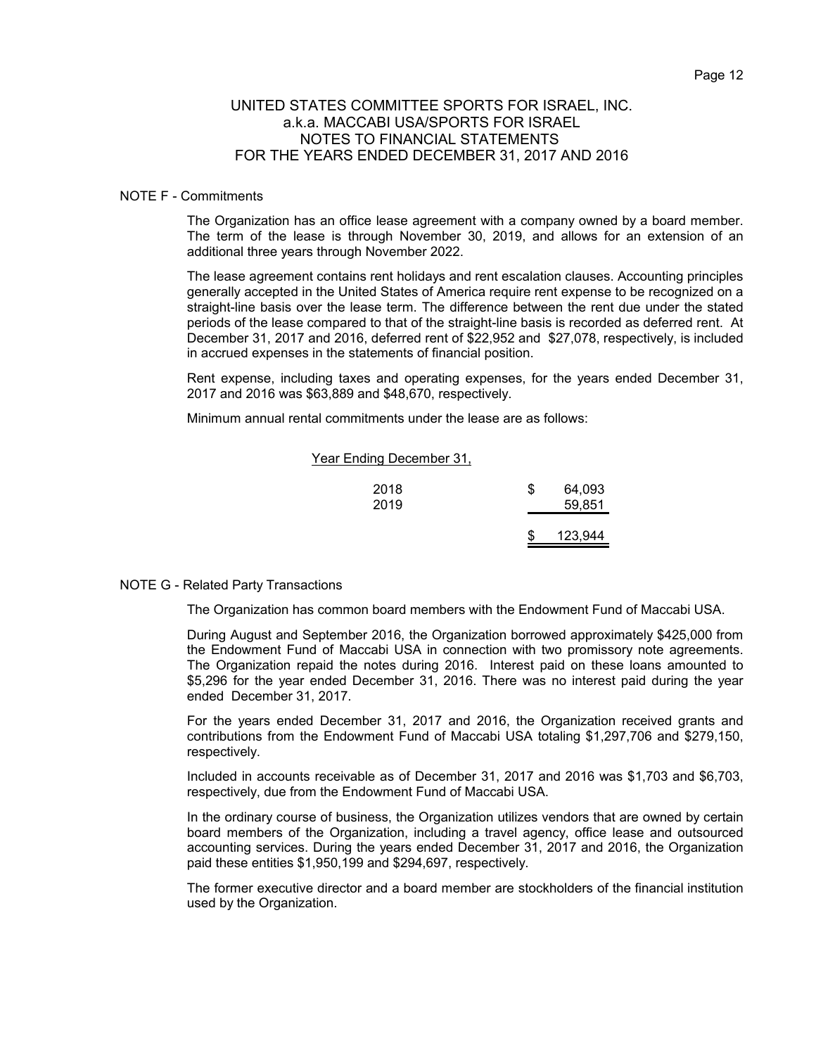# UNITED STATES COMMITTEE SPORTS FOR ISRAEL, INC.
## a.k.a. MACCABI USA/SPORTS FOR ISRAEL
## NOTES TO FINANCIAL STATEMENTS
## FOR THE YEARS ENDED DECEMBER 31, 2017 AND 2016

### NOTE F - Commitments

The Organization has an office lease agreement with a company owned by a board member. The term of the lease is through November 30, 2019, and allows for an extension of an additional three years through November 2022.

The lease agreement contains rent holidays and rent escalation clauses. Accounting principles generally accepted in the United States of America require rent expense to be recognized on a straight-line basis over the lease term. The difference between the rent due under the stated periods of the lease compared to that of the straight-line basis is recorded as deferred rent. At December 31, 2017 and 2016, deferred rent of $22,952 and $27,078, respectively, is included in accrued expenses in the statements of financial position.

Rent expense, including taxes and operating expenses, for the years ended December 31, 2017 and 2016 was $63,889 and $48,670, respectively.

Minimum annual rental commitments under the lease are as follows:

| Year Ending December 31, | |
|---|---|
| 2018 | $ 64,093 |
| 2019 | 59,851 |
| | $ 123,944 |

### NOTE G - Related Party Transactions

The Organization has common board members with the Endowment Fund of Maccabi USA.

During August and September 2016, the Organization borrowed approximately $425,000 from the Endowment Fund of Maccabi USA in connection with two promissory note agreements. The Organization repaid the notes during 2016. Interest paid on these loans amounted to $5,296 for the year ended December 31, 2016. There was no interest paid during the year ended December 31, 2017.

For the years ended December 31, 2017 and 2016, the Organization received grants and contributions from the Endowment Fund of Maccabi USA totaling $1,297,706 and $279,150, respectively.

Included in accounts receivable as of December 31, 2017 and 2016 was $1,703 and $6,703, respectively, due from the Endowment Fund of Maccabi USA.

In the ordinary course of business, the Organization utilizes vendors that are owned by certain board members of the Organization, including a travel agency, office lease and outsourced accounting services. During the years ended December 31, 2017 and 2016, the Organization paid these entities $1,950,199 and $294,697, respectively.

The former executive director and a board member are stockholders of the financial institution used by the Organization.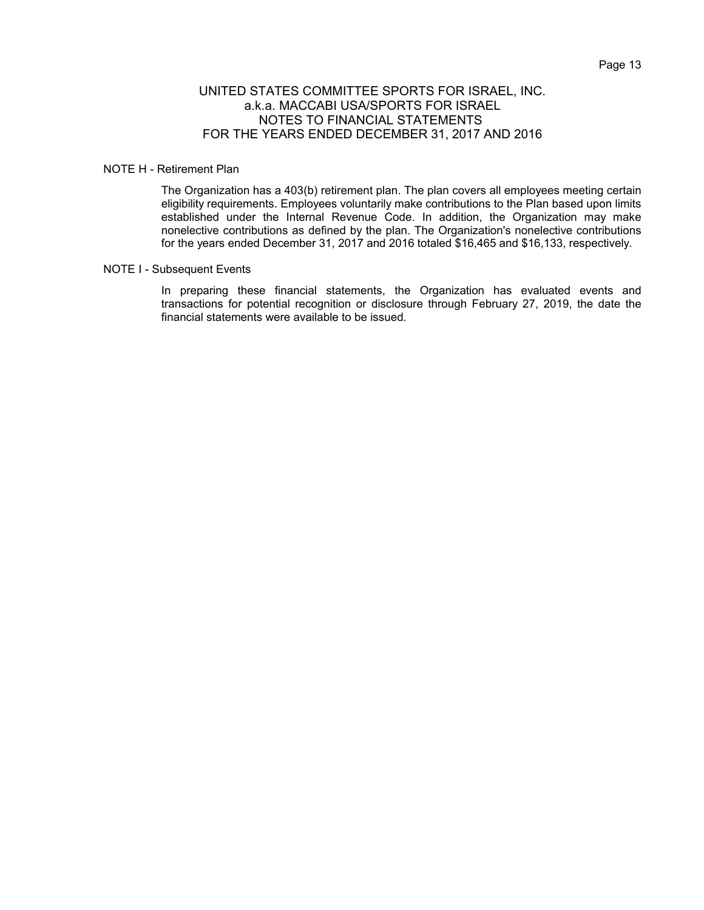# UNITED STATES COMMITTEE SPORTS FOR ISRAEL, INC.
## a.k.a. MACCABI USA/SPORTS FOR ISRAEL
## NOTES TO FINANCIAL STATEMENTS
## FOR THE YEARS ENDED DECEMBER 31, 2017 AND 2016

### NOTE H - Retirement Plan

The Organization has a 403(b) retirement plan. The plan covers all employees meeting certain eligibility requirements. Employees voluntarily make contributions to the Plan based upon limits established under the Internal Revenue Code. In addition, the Organization may make nonelective contributions as defined by the plan. The Organization's nonelective contributions for the years ended December 31, 2017 and 2016 totaled $16,465 and $16,133, respectively.

### NOTE I - Subsequent Events

In preparing these financial statements, the Organization has evaluated events and transactions for potential recognition or disclosure through February 27, 2019, the date the financial statements were available to be issued.